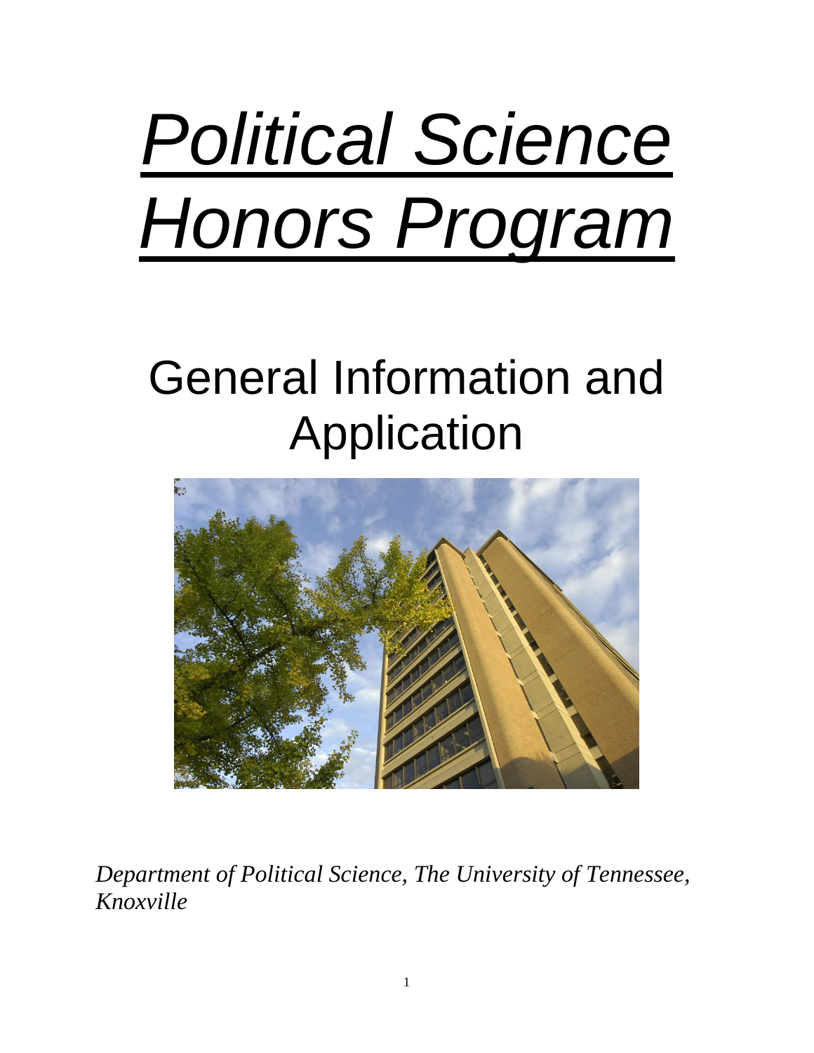# *Political Science Honors Program*

## General Information and Application

*Department of Political Science, The University of Tennessee, Knoxville*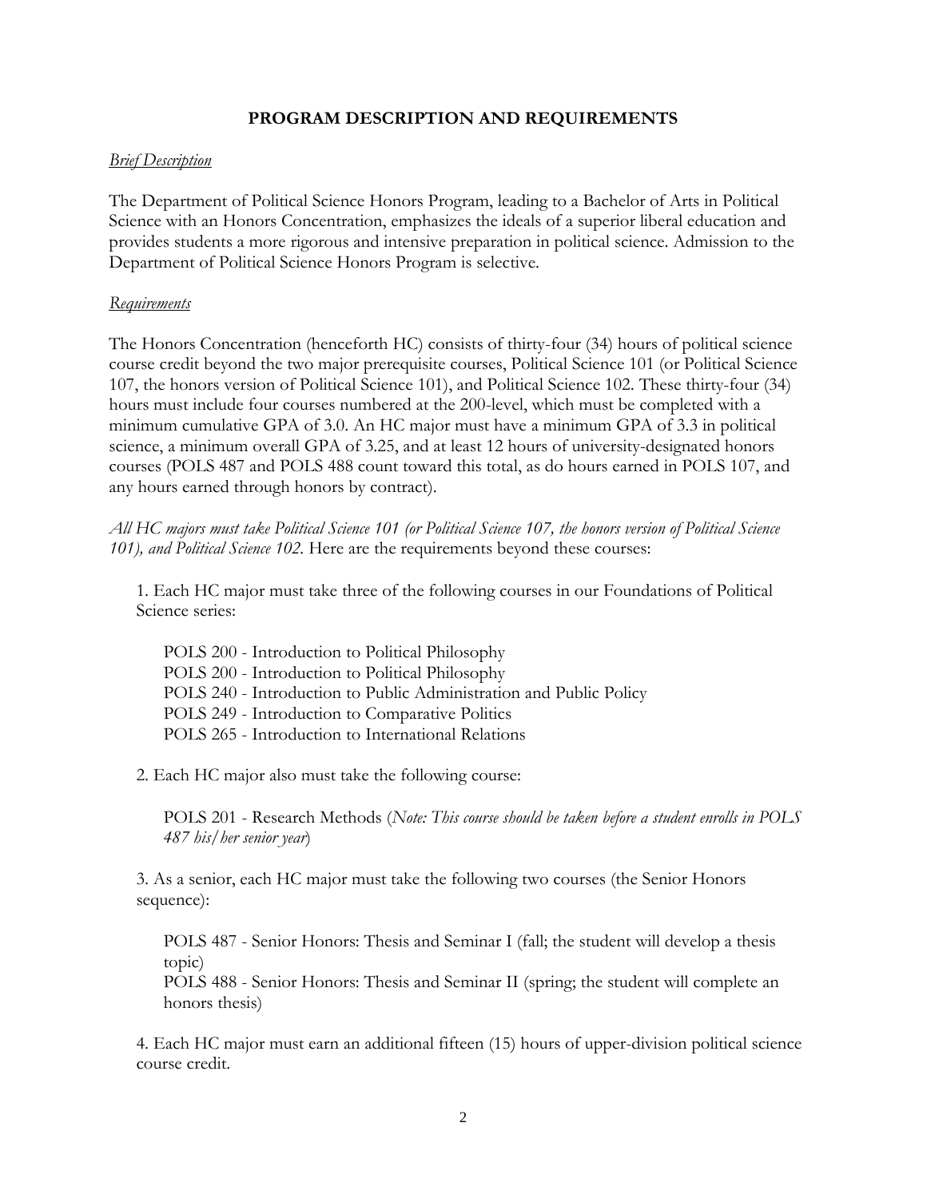## PROGRAM DESCRIPTION AND REQUIREMENTS

*Brief Description*

The Department of Political Science Honors Program, leading to a Bachelor of Arts in Political Science with an Honors Concentration, emphasizes the ideals of a superior liberal education and provides students a more rigorous and intensive preparation in political science. Admission to the Department of Political Science Honors Program is selective.

*Requirements*

The Honors Concentration (henceforth HC) consists of thirty-four (34) hours of political science course credit beyond the two major prerequisite courses, Political Science 101 (or Political Science 107, the honors version of Political Science 101), and Political Science 102. These thirty-four (34) hours must include four courses numbered at the 200-level, which must be completed with a minimum cumulative GPA of 3.0. An HC major must have a minimum GPA of 3.3 in political science, a minimum overall GPA of 3.25, and at least 12 hours of university-designated honors courses (POLS 487 and POLS 488 count toward this total, as do hours earned in POLS 107, and any hours earned through honors by contract).

*All HC majors must take Political Science 101 (or Political Science 107, the honors version of Political Science 101), and Political Science 102.* Here are the requirements beyond these courses:

1. Each HC major must take three of the following courses in our Foundations of Political Science series:

   POLS 200 - Introduction to Political Philosophy
   POLS 200 - Introduction to Political Philosophy
   POLS 240 - Introduction to Public Administration and Public Policy
   POLS 249 - Introduction to Comparative Politics
   POLS 265 - Introduction to International Relations

2. Each HC major also must take the following course:

   POLS 201 - Research Methods (*Note: This course should be taken before a student enrolls in POLS 487 his/her senior year*)

3. As a senior, each HC major must take the following two courses (the Senior Honors sequence):

   POLS 487 - Senior Honors: Thesis and Seminar I (fall; the student will develop a thesis topic)
   POLS 488 - Senior Honors: Thesis and Seminar II (spring; the student will complete an honors thesis)

4. Each HC major must earn an additional fifteen (15) hours of upper-division political science course credit.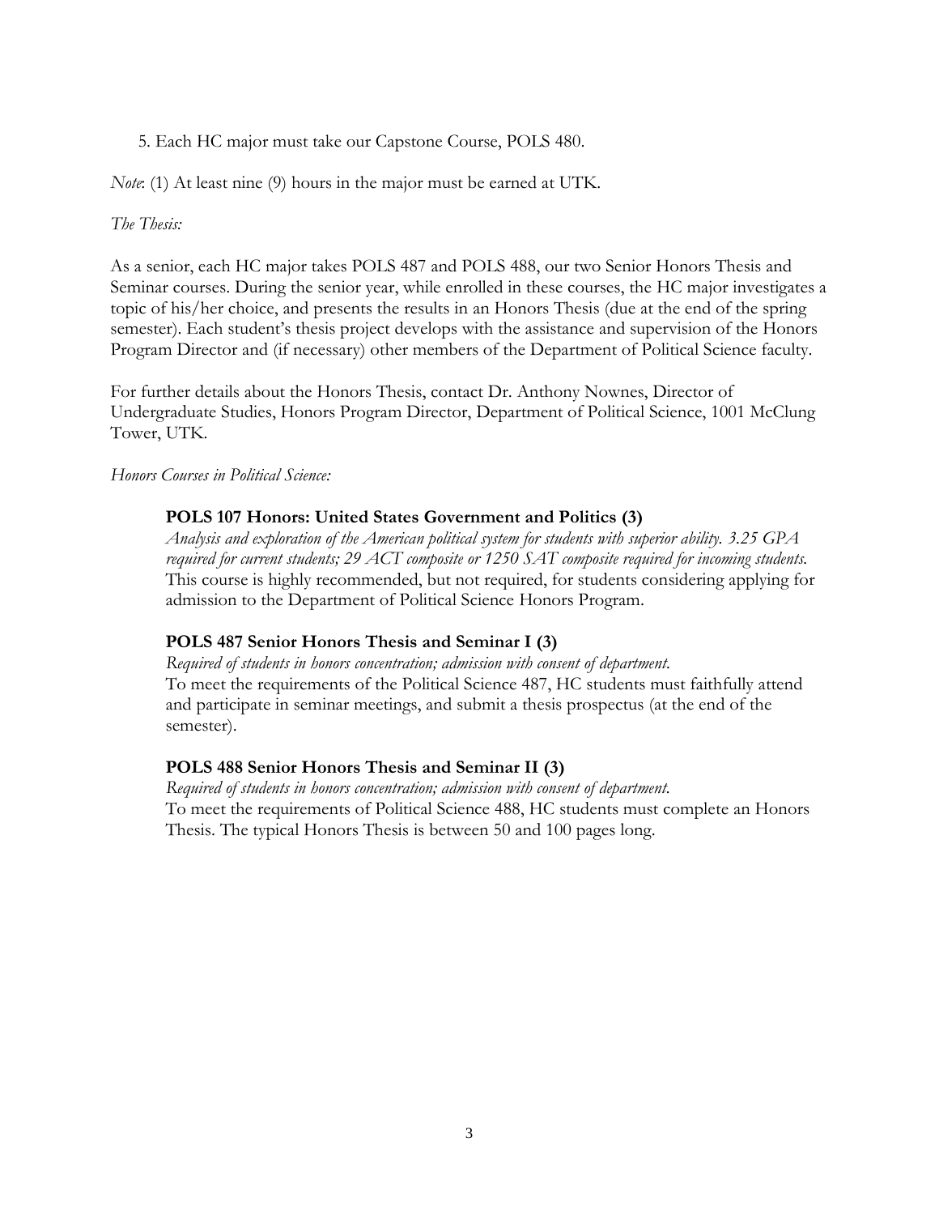5. Each HC major must take our Capstone Course, POLS 480.

*Note*: (1) At least nine (9) hours in the major must be earned at UTK.

*The Thesis:*

As a senior, each HC major takes POLS 487 and POLS 488, our two Senior Honors Thesis and Seminar courses. During the senior year, while enrolled in these courses, the HC major investigates a topic of his/her choice, and presents the results in an Honors Thesis (due at the end of the spring semester). Each student's thesis project develops with the assistance and supervision of the Honors Program Director and (if necessary) other members of the Department of Political Science faculty.

For further details about the Honors Thesis, contact Dr. Anthony Nownes, Director of Undergraduate Studies, Honors Program Director, Department of Political Science, 1001 McClung Tower, UTK.

*Honors Courses in Political Science:*

**POLS 107 Honors: United States Government and Politics (3)**
*Analysis and exploration of the American political system for students with superior ability. 3.25 GPA required for current students; 29 ACT composite or 1250 SAT composite required for incoming students.* This course is highly recommended, but not required, for students considering applying for admission to the Department of Political Science Honors Program.

**POLS 487 Senior Honors Thesis and Seminar I (3)**
*Required of students in honors concentration; admission with consent of department.*
To meet the requirements of the Political Science 487, HC students must faithfully attend and participate in seminar meetings, and submit a thesis prospectus (at the end of the semester).

**POLS 488 Senior Honors Thesis and Seminar II (3)**
*Required of students in honors concentration; admission with consent of department.*
To meet the requirements of Political Science 488, HC students must complete an Honors Thesis. The typical Honors Thesis is between 50 and 100 pages long.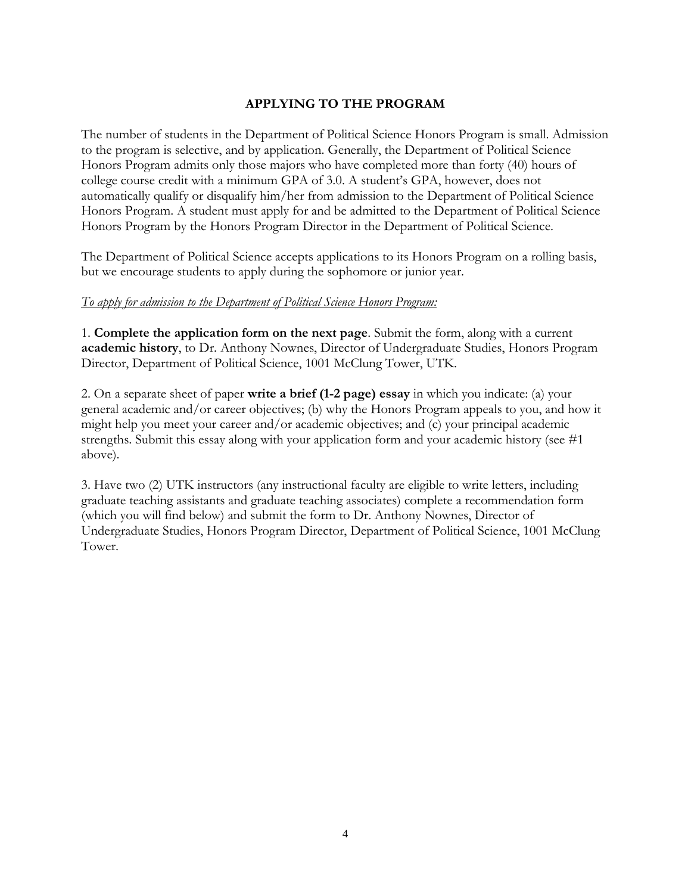## APPLYING TO THE PROGRAM

The number of students in the Department of Political Science Honors Program is small. Admission to the program is selective, and by application. Generally, the Department of Political Science Honors Program admits only those majors who have completed more than forty (40) hours of college course credit with a minimum GPA of 3.0. A student's GPA, however, does not automatically qualify or disqualify him/her from admission to the Department of Political Science Honors Program. A student must apply for and be admitted to the Department of Political Science Honors Program by the Honors Program Director in the Department of Political Science.

The Department of Political Science accepts applications to its Honors Program on a rolling basis, but we encourage students to apply during the sophomore or junior year.

*To apply for admission to the Department of Political Science Honors Program:*

1. **Complete the application form on the next page**. Submit the form, along with a current **academic history**, to Dr. Anthony Nownes, Director of Undergraduate Studies, Honors Program Director, Department of Political Science, 1001 McClung Tower, UTK.

2. On a separate sheet of paper **write a brief (1-2 page) essay** in which you indicate: (a) your general academic and/or career objectives; (b) why the Honors Program appeals to you, and how it might help you meet your career and/or academic objectives; and (c) your principal academic strengths. Submit this essay along with your application form and your academic history (see #1 above).

3. Have two (2) UTK instructors (any instructional faculty are eligible to write letters, including graduate teaching assistants and graduate teaching associates) complete a recommendation form (which you will find below) and submit the form to Dr. Anthony Nownes, Director of Undergraduate Studies, Honors Program Director, Department of Political Science, 1001 McClung Tower.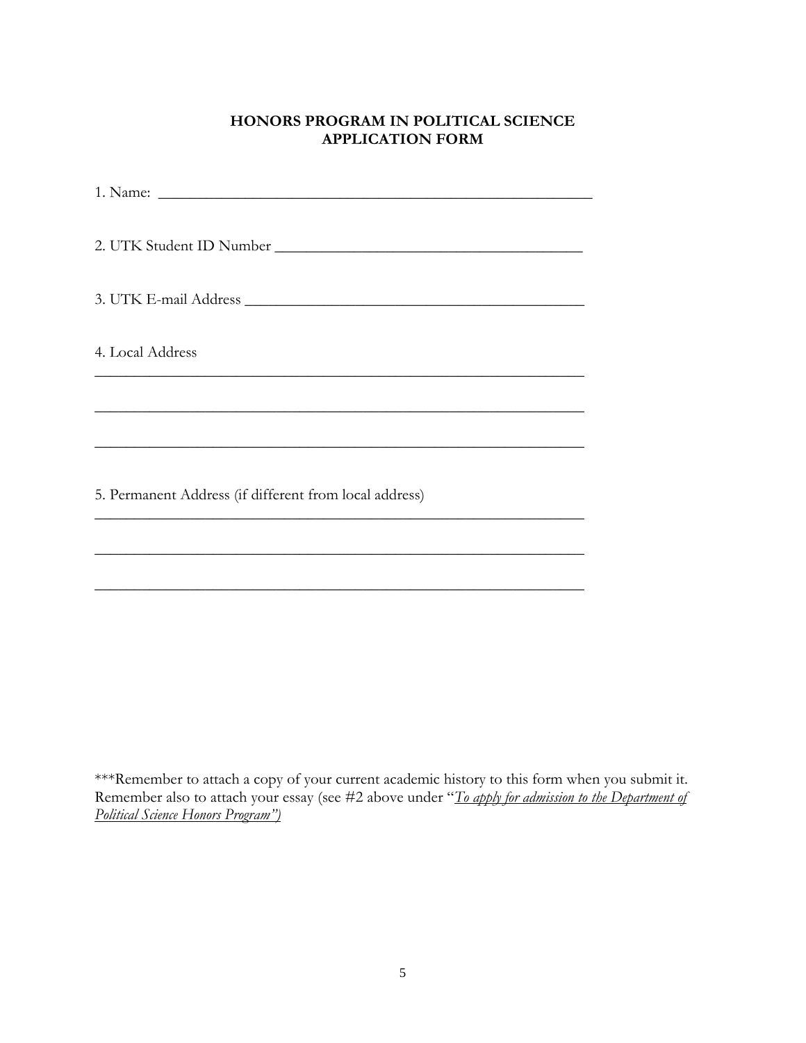**HONORS PROGRAM IN POLITICAL SCIENCE**
**APPLICATION FORM**

1. Name: ________________________________________________________

2. UTK Student ID Number ________________________________________

3. UTK E-mail Address ____________________________________________

4. Local Address

________________________________________________________________

________________________________________________________________

________________________________________________________________

5. Permanent Address (if different from local address)

________________________________________________________________

________________________________________________________________

________________________________________________________________

***Remember to attach a copy of your current academic history to this form when you submit it. Remember also to attach your essay (see #2 above under "*To apply for admission to the Department of Political Science Honors Program"*)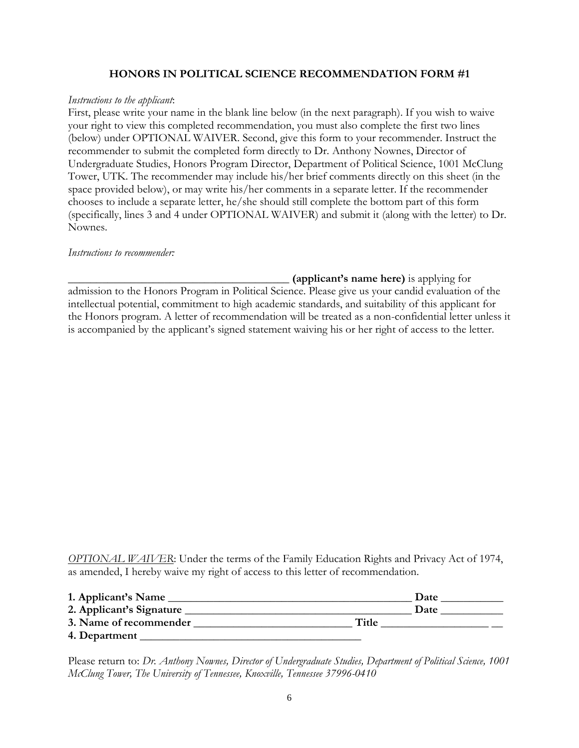## HONORS IN POLITICAL SCIENCE RECOMMENDATION FORM #1

*Instructions to the applicant*:
First, please write your name in the blank line below (in the next paragraph). If you wish to waive your right to view this completed recommendation, you must also complete the first two lines (below) under OPTIONAL WAIVER. Second, give this form to your recommender. Instruct the recommender to submit the completed form directly to Dr. Anthony Nownes, Director of Undergraduate Studies, Honors Program Director, Department of Political Science, 1001 McClung Tower, UTK. The recommender may include his/her brief comments directly on this sheet (in the space provided below), or may write his/her comments in a separate letter. If the recommender chooses to include a separate letter, he/she should still complete the bottom part of this form (specifically, lines 3 and 4 under OPTIONAL WAIVER) and submit it (along with the letter) to Dr. Nownes.

*Instructions to recommender:*

________________________________________ **(applicant's name here)** is applying for admission to the Honors Program in Political Science. Please give us your candid evaluation of the intellectual potential, commitment to high academic standards, and suitability of this applicant for the Honors program. A letter of recommendation will be treated as a non-confidential letter unless it is accompanied by the applicant's signed statement waiving his or her right of access to the letter.

*OPTIONAL WAIVER*: Under the terms of the Family Education Rights and Privacy Act of 1974, as amended, I hereby waive my right of access to this letter of recommendation.

**1. Applicant's Name** ____________________________________________ **Date** ___________
**2. Applicant's Signature** _________________________________________ **Date** ___________
**3. Name of recommender** ____________________________ **Title** ___________________ __
**4. Department** _______________________________________

Please return to: *Dr. Anthony Nownes, Director of Undergraduate Studies, Department of Political Science, 1001 McClung Tower, The University of Tennessee, Knoxville, Tennessee 37996-0410*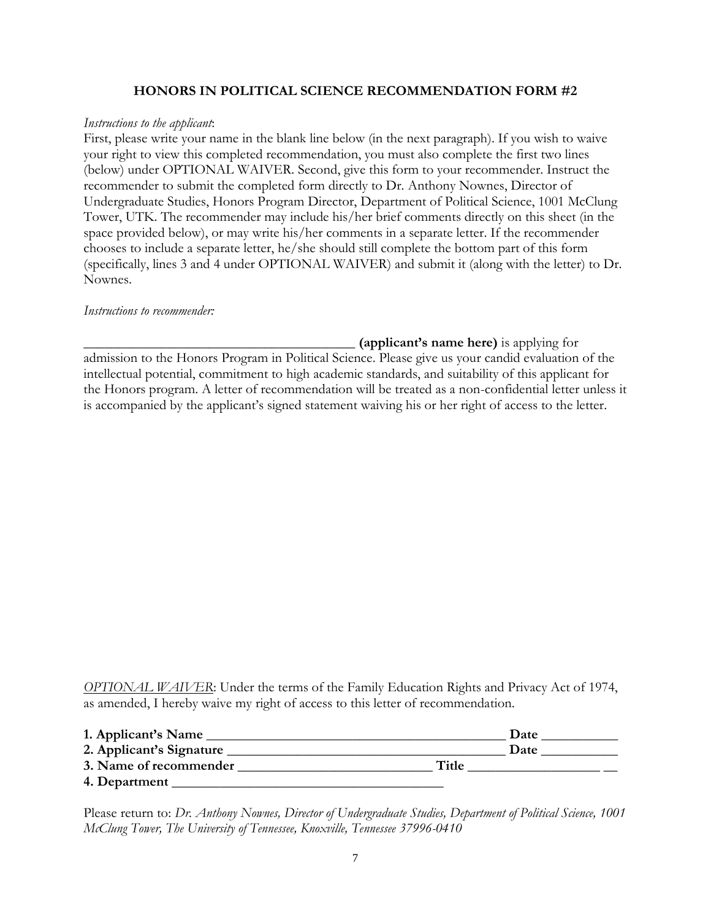**HONORS IN POLITICAL SCIENCE RECOMMENDATION FORM #2**

*Instructions to the applicant*:
First, please write your name in the blank line below (in the next paragraph). If you wish to waive your right to view this completed recommendation, you must also complete the first two lines (below) under OPTIONAL WAIVER. Second, give this form to your recommender. Instruct the recommender to submit the completed form directly to Dr. Anthony Nownes, Director of Undergraduate Studies, Honors Program Director, Department of Political Science, 1001 McClung Tower, UTK. The recommender may include his/her brief comments directly on this sheet (in the space provided below), or may write his/her comments in a separate letter. If the recommender chooses to include a separate letter, he/she should still complete the bottom part of this form (specifically, lines 3 and 4 under OPTIONAL WAIVER) and submit it (along with the letter) to Dr. Nownes.

*Instructions to recommender:*

________________________________________ **(applicant's name here)** is applying for admission to the Honors Program in Political Science. Please give us your candid evaluation of the intellectual potential, commitment to high academic standards, and suitability of this applicant for the Honors program. A letter of recommendation will be treated as a non-confidential letter unless it is accompanied by the applicant's signed statement waiving his or her right of access to the letter.

*OPTIONAL WAIVER*: Under the terms of the Family Education Rights and Privacy Act of 1974, as amended, I hereby waive my right of access to this letter of recommendation.

**1. Applicant's Name** ____________________________________________ **Date** ___________
**2. Applicant's Signature** _________________________________________ **Date** ___________
**3. Name of recommender** ____________________________ **Title** ___________________ __
**4. Department** _______________________________________

Please return to: *Dr. Anthony Nownes, Director of Undergraduate Studies, Department of Political Science, 1001 McClung Tower, The University of Tennessee, Knoxville, Tennessee 37996-0410*